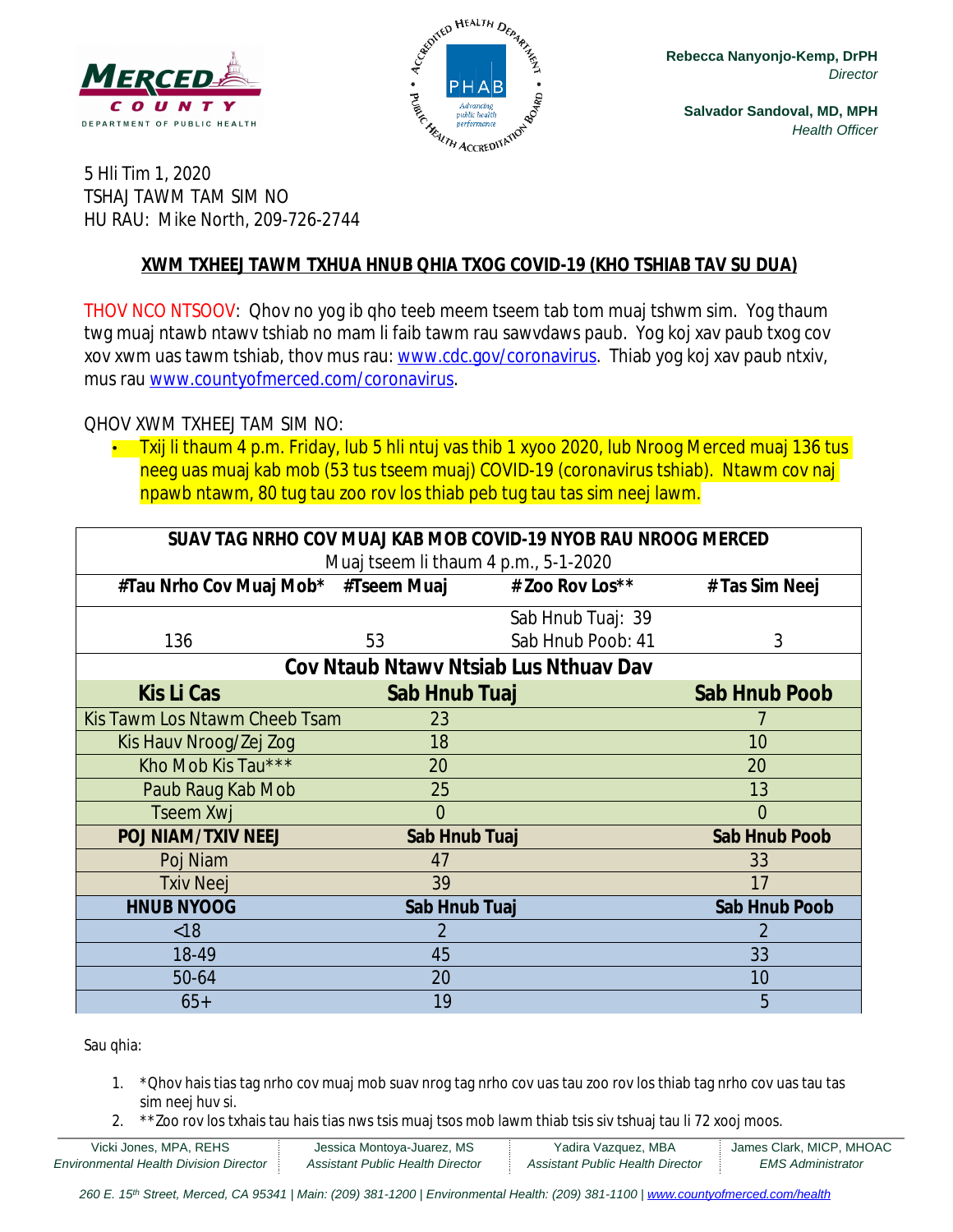Rebecca Nanyonjo-Kemp, DrPH
*Director*

Salvador Sandoval, MD, MPH
*Health Officer*

5 Hli Tim 1, 2020
TSHAJ TAWM TAM SIM NO
HU RAU: Mike North, 209-726-2744

## XWM TXHEEJ TAWM TXHUA HNUB QHIA TXOG COVID-19 (KHO TSHIAB TAV SU DUA)

THOV NCO NTSOOV: Qhov no yog ib qho teeb meem tseem tab tom muaj tshwm sim. Yog thaum twg muaj ntawb ntawv tshiab no mam li faib tawm rau sawvdaws paub. Yog koj xav paub txog cov xov xwm uas tawm tshiab, thov mus rau: www.cdc.gov/coronavirus. Thiab yog koj xav paub ntxiv, mus rau www.countyofmerced.com/coronavirus.

QHOV XWM TXHEEJ TAM SIM NO:

- Txij li thaum 4 p.m. Friday, lub 5 hli ntuj vas thib 1 xyoo 2020, lub Nroog Merced muaj 136 tus neeg uas muaj kab mob (53 tus tseem muaj) COVID-19 (coronavirus tshiab). Ntawm cov naj npawb ntawm, 80 tug tau zoo rov los thiab peb tug tau tas sim neej lawm.

| SUAV TAG NRHO COV MUAJ KAB MOB COVID-19 NYOB RAU NROOG MERCED<br>Muaj tseem li thaum 4 p.m., 5-1-2020 | | | |
|---|---|---|---|
| **#Tau Nrho Cov Muaj Mob*** | **#Tseem Muaj** | **# Zoo Rov Los**** | **# Tas Sim Neej** |
| 136 | 53 | Sab Hnub Tuaj: 39<br>Sab Hnub Poob: 41 | 3 |
| **Cov Ntaub Ntawv Ntsiab Lus Nthuav Dav** | | | |
| **Kis Li Cas** | **Sab Hnub Tuaj** | | **Sab Hnub Poob** |
| Kis Tawm Los Ntawm Cheeb Tsam | 23 | | 7 |
| Kis Hauv Nroog/Zej Zog | 18 | | 10 |
| Kho Mob Kis Tau*** | 20 | | 20 |
| Paub Raug Kab Mob | 25 | | 13 |
| Tseem Xwj | 0 | | 0 |
| **POJ NIAM/TXIV NEEJ** | **Sab Hnub Tuaj** | | **Sab Hnub Poob** |
| Poj Niam | 47 | | 33 |
| Txiv Neej | 39 | | 17 |
| **HNUB NYOOG** | **Sab Hnub Tuaj** | | **Sab Hnub Poob** |
| <18 | 2 | | 2 |
| 18-49 | 45 | | 33 |
| 50-64 | 20 | | 10 |
| 65+ | 19 | | 5 |

Sau qhia:

1. *Qhov hais tias tag nrho cov muaj mob suav nrog tag nrho cov uas tau zoo rov los thiab tag nrho cov uas tau tas sim neej huv si.
2. **Zoo rov los txhais tau hais tias nws tsis muaj tsos mob lawm thiab tsis siv tshuaj tau li 72 xooj moos.

Vicki Jones, MPA, REHS — *Environmental Health Division Director*
Jessica Montoya-Juarez, MS — *Assistant Public Health Director*
Yadira Vazquez, MBA — *Assistant Public Health Director*
James Clark, MICP, MHOAC — *EMS Administrator*

*260 E. 15th Street, Merced, CA 95341 | Main: (209) 381-1200 | Environmental Health: (209) 381-1100 | www.countyofmerced.com/health*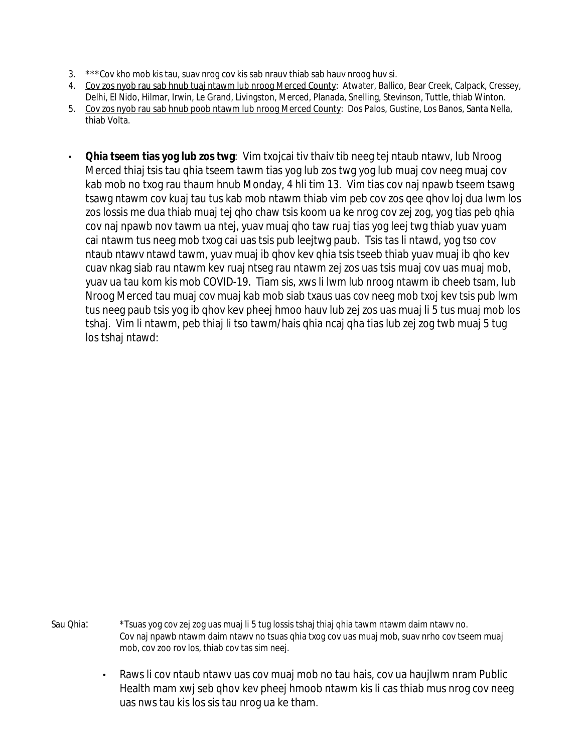3. ***Cov kho mob kis tau, suav nrog cov kis sab nrauv thiab sab hauv nroog huv si.
4. Cov zos nyob rau sab hnub tuaj ntawm lub nroog Merced County: Atwater, Ballico, Bear Creek, Calpack, Cressey, Delhi, El Nido, Hilmar, Irwin, Le Grand, Livingston, Merced, Planada, Snelling, Stevinson, Tuttle, thiab Winton.
5. Cov zos nyob rau sab hnub poob ntawm lub nroog Merced County: Dos Palos, Gustine, Los Banos, Santa Nella, thiab Volta.

- **Qhia tseem tias yog lub zos twg**: Vim txojcai tiv thaiv tib neeg tej ntaub ntawv, lub Nroog Merced thiaj tsis tau qhia tseem tawm tias yog lub zos twg yog lub muaj cov neeg muaj cov kab mob no txog rau thaum hnub Monday, 4 hli tim 13. Vim tias cov naj npawb tseem tsawg tsawg ntawm cov kuaj tau tus kab mob ntawm thiab vim peb cov zos qee qhov loj dua lwm los zos lossis me dua thiab muaj tej qho chaw tsis koom ua ke nrog cov zej zog, yog tias peb qhia cov naj npawb nov tawm ua ntej, yuav muaj qho taw ruaj tias yog leej twg thiab yuav yuam cai ntawm tus neeg mob txog cai uas tsis pub leejtwg paub. Tsis tas li ntawd, yog tso cov ntaub ntawv ntawd tawm, yuav muaj ib qhov kev qhia tsis tseeb thiab yuav muaj ib qho kev cuav nkag siab rau ntawm kev ruaj ntseg rau ntawm zej zos uas tsis muaj cov uas muaj mob, yuav ua tau kom kis mob COVID-19. Tiam sis, xws li lwm lub nroog ntawm ib cheeb tsam, lub Nroog Merced tau muaj cov muaj kab mob siab txaus uas cov neeg mob txoj kev tsis pub lwm tus neeg paub tsis yog ib qhov kev pheej hmoo hauv lub zej zos uas muaj li 5 tus muaj mob los tshaj. Vim li ntawm, peb thiaj li tso tawm/hais qhia ncaj qha tias lub zej zog twb muaj 5 tug los tshaj ntawd:

Sau Qhia: *Tsuas yog cov zej zog uas muaj li 5 tug lossis tshaj thiaj qhia tawm ntawm daim ntawv no.
Cov naj npawb ntawm daim ntawv no tsuas qhia txog cov uas muaj mob, suav nrho cov tseem muaj mob, cov zoo rov los, thiab cov tas sim neej.

- Raws li cov ntaub ntawv uas cov muaj mob no tau hais, cov ua haujlwm nram Public Health mam xwj seb qhov kev pheej hmoob ntawm kis li cas thiab mus nrog cov neeg uas nws tau kis los sis tau nrog ua ke tham.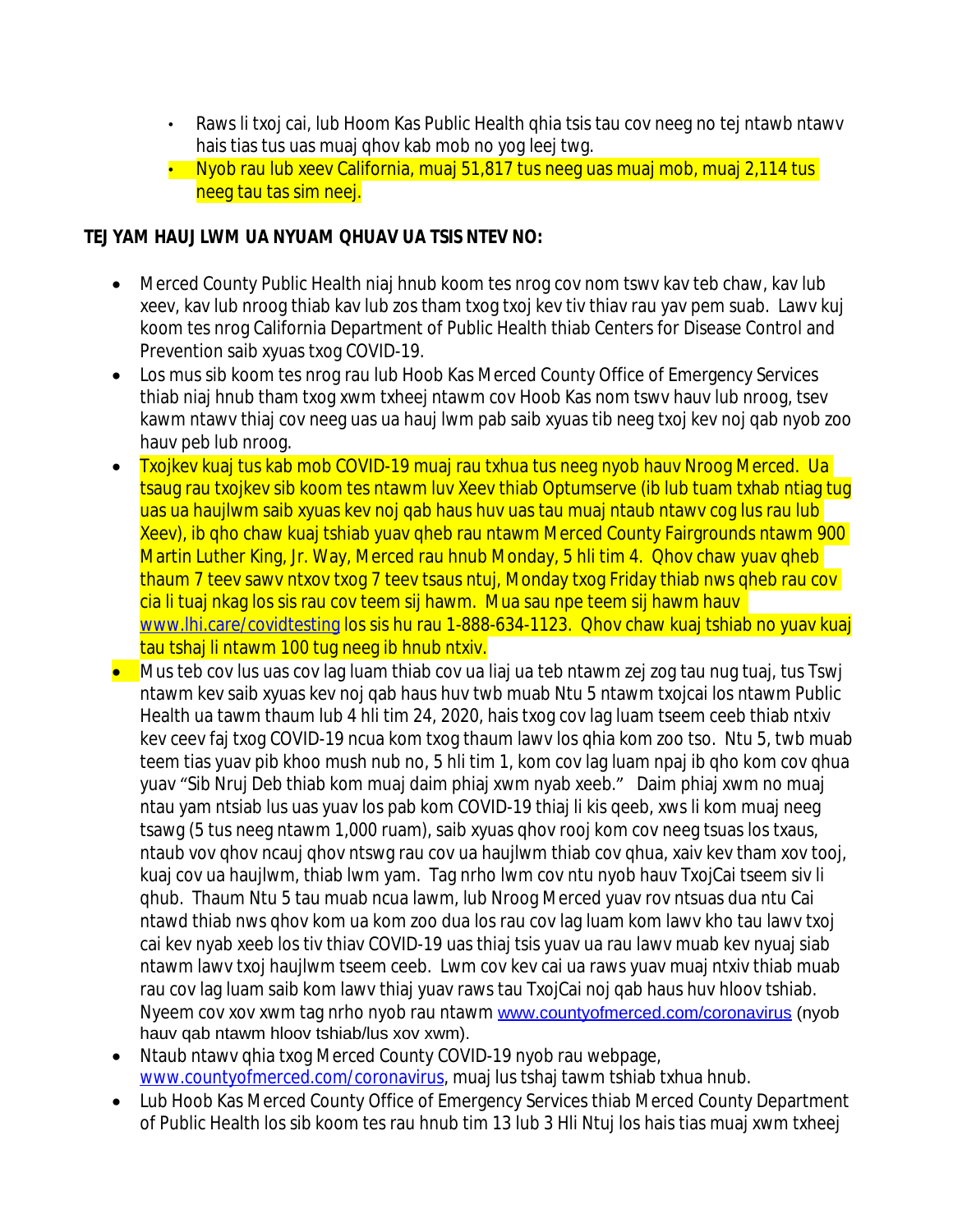- Raws li txoj cai, lub Hoom Kas Public Health qhia tsis tau cov neeg no tej ntawb ntawv hais tias tus uas muaj qhov kab mob no yog leej twg.
- Nyob rau lub xeev California, muaj 51,817 tus neeg uas muaj mob, muaj 2,114 tus neeg tau tas sim neej.

**TEJ YAM HAUJ LWM UA NYUAM QHUAV UA TSIS NTEV NO:**

- Merced County Public Health niaj hnub koom tes nrog cov nom tswv kav teb chaw, kav lub xeev, kav lub nroog thiab kav lub zos tham txog txoj kev tiv thiav rau yav pem suab. Lawv kuj koom tes nrog California Department of Public Health thiab Centers for Disease Control and Prevention saib xyuas txog COVID-19.
- Los mus sib koom tes nrog rau lub Hoob Kas Merced County Office of Emergency Services thiab niaj hnub tham txog xwm txheej ntawm cov Hoob Kas nom tswv hauv lub nroog, tsev kawm ntawv thiaj cov neeg uas ua hauj lwm pab saib xyuas tib neeg txoj kev noj qab nyob zoo hauv peb lub nroog.
- Txojkev kuaj tus kab mob COVID-19 muaj rau txhua tus neeg nyob hauv Nroog Merced. Ua tsaug rau txojkev sib koom tes ntawm luv Xeev thiab Optumserve (ib lub tuam txhab ntiag tug uas ua haujlwm saib xyuas kev noj qab haus huv uas tau muaj ntaub ntawv cog lus rau lub Xeev), ib qho chaw kuaj tshiab yuav qheb rau ntawm Merced County Fairgrounds ntawm 900 Martin Luther King, Jr. Way, Merced rau hnub Monday, 5 hli tim 4. Qhov chaw yuav qheb thaum 7 teev sawv ntxov txog 7 teev tsaus ntuj, Monday txog Friday thiab nws qheb rau cov cia li tuaj nkag los sis rau cov teem sij hawm. Mua sau npe teem sij hawm hauv www.lhi.care/covidtesting los sis hu rau 1-888-634-1123. Qhov chaw kuaj tshiab no yuav kuaj tau tshaj li ntawm 100 tug neeg ib hnub ntxiv.
- Mus teb cov lus uas cov lag luam thiab cov ua liaj ua teb ntawm zej zog tau nug tuaj, tus Tswj ntawm kev saib xyuas kev noj qab haus huv twb muab Ntu 5 ntawm txojcai los ntawm Public Health ua tawm thaum lub 4 hli tim 24, 2020, hais txog cov lag luam tseem ceeb thiab ntxiv kev ceev faj txog COVID-19 ncua kom txog thaum lawv los qhia kom zoo tso. Ntu 5, twb muab teem tias yuav pib khoo mush nub no, 5 hli tim 1, kom cov lag luam npaj ib qho kom cov qhua yuav "Sib Nruj Deb thiab kom muaj daim phiaj xwm nyab xeeb." Daim phiaj xwm no muaj ntau yam ntsiab lus uas yuav los pab kom COVID-19 thiaj li kis qeeb, xws li kom muaj neeg tsawg (5 tus neeg ntawm 1,000 ruam), saib xyuas qhov rooj kom cov neeg tsuas los txaus, ntaub vov qhov ncauj qhov ntswg rau cov ua haujlwm thiab cov qhua, xaiv kev tham xov tooj, kuaj cov ua haujlwm, thiab lwm yam. Tag nrho lwm cov ntu nyob hauv TxojCai tseem siv li qhub. Thaum Ntu 5 tau muab ncua lawm, lub Nroog Merced yuav rov ntsuas dua ntu Cai ntawd thiab nws qhov kom ua kom zoo dua los rau cov lag luam kom lawv kho tau lawv txoj cai kev nyab xeeb los tiv thiav COVID-19 uas thiaj tsis yuav ua rau lawv muab kev nyuaj siab ntawm lawv txoj haujlwm tseem ceeb. Lwm cov kev cai ua raws yuav muaj ntxiv thiab muab rau cov lag luam saib kom lawv thiaj yuav raws tau TxojCai noj qab haus huv hloov tshiab. Nyeem cov xov xwm tag nrho nyob rau ntawm www.countyofmerced.com/coronavirus (nyob hauv qab ntawm hloov tshiab/lus xov xwm).
- Ntaub ntawv qhia txog Merced County COVID-19 nyob rau webpage, www.countyofmerced.com/coronavirus, muaj lus tshaj tawm tshiab txhua hnub.
- Lub Hoob Kas Merced County Office of Emergency Services thiab Merced County Department of Public Health los sib koom tes rau hnub tim 13 lub 3 Hli Ntuj los hais tias muaj xwm txheej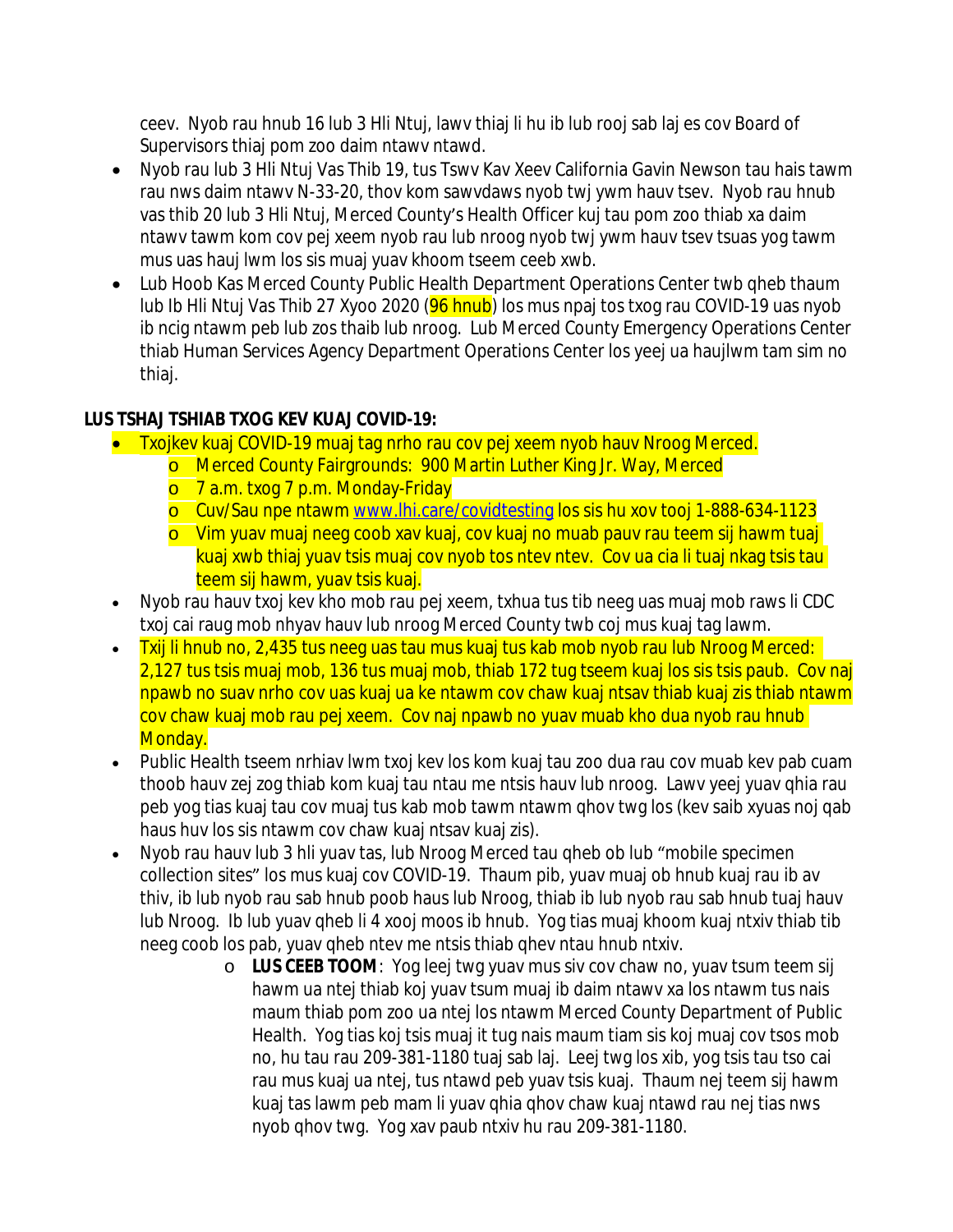ceev. Nyob rau hnub 16 lub 3 Hli Ntuj, lawv thiaj li hu ib lub rooj sab laj es cov Board of Supervisors thiaj pom zoo daim ntawv ntawd.

- Nyob rau lub 3 Hli Ntuj Vas Thib 19, tus Tswv Kav Xeev California Gavin Newson tau hais tawm rau nws daim ntawv N-33-20, thov kom sawvdaws nyob twj ywm hauv tsev. Nyob rau hnub vas thib 20 lub 3 Hli Ntuj, Merced County's Health Officer kuj tau pom zoo thiab xa daim ntawv tawm kom cov pej xeem nyob rau lub nroog nyob twj ywm hauv tsev tsuas yog tawm mus uas hauj lwm los sis muaj yuav khoom tseem ceeb xwb.
- Lub Hoob Kas Merced County Public Health Department Operations Center twb qheb thaum lub Ib Hli Ntuj Vas Thib 27 Xyoo 2020 (96 hnub) los mus npaj tos txog rau COVID-19 uas nyob ib ncig ntawm peb lub zos thaib lub nroog. Lub Merced County Emergency Operations Center thiab Human Services Agency Department Operations Center los yeej ua haujlwm tam sim no thiaj.

**LUS TSHAJ TSHIAB TXOG KEV KUAJ COVID-19:**

- Txojkev kuaj COVID-19 muaj tag nrho rau cov pej xeem nyob hauv Nroog Merced.
  - Merced County Fairgrounds: 900 Martin Luther King Jr. Way, Merced
  - 7 a.m. txog 7 p.m. Monday-Friday
  - Cuv/Sau npe ntawm www.lhi.care/covidtesting los sis hu xov tooj 1-888-634-1123
  - Vim yuav muaj neeg coob xav kuaj, cov kuaj no muab pauv rau teem sij hawm tuaj kuaj xwb thiaj yuav tsis muaj cov nyob tos ntev ntev. Cov ua cia li tuaj nkag tsis tau teem sij hawm, yuav tsis kuaj.
- Nyob rau hauv txoj kev kho mob rau pej xeem, txhua tus tib neeg uas muaj mob raws li CDC txoj cai raug mob nhyav hauv lub nroog Merced County twb coj mus kuaj tag lawm.
- Txij li hnub no, 2,435 tus neeg uas tau mus kuaj tus kab mob nyob rau lub Nroog Merced: 2,127 tus tsis muaj mob, 136 tus muaj mob, thiab 172 tug tseem kuaj los sis tsis paub. Cov naj npawb no suav nrho cov uas kuaj ua ke ntawm cov chaw kuaj ntsav thiab kuaj zis thiab ntawm cov chaw kuaj mob rau pej xeem. Cov naj npawb no yuav muab kho dua nyob rau hnub Monday.
- Public Health tseem nrhiav lwm txoj kev los kom kuaj tau zoo dua rau cov muab kev pab cuam thoob hauv zej zog thiab kom kuaj tau ntau me ntsis hauv lub nroog. Lawv yeej yuav qhia rau peb yog tias kuaj tau cov muaj tus kab mob tawm ntawm qhov twg los (kev saib xyuas noj qab haus huv los sis ntawm cov chaw kuaj ntsav kuaj zis).
- Nyob rau hauv lub 3 hli yuav tas, lub Nroog Merced tau qheb ob lub "mobile specimen collection sites" los mus kuaj cov COVID-19. Thaum pib, yuav muaj ob hnub kuaj rau ib av thiv, ib lub nyob rau sab hnub poob haus lub Nroog, thiab ib lub nyob rau sab hnub tuaj hauv lub Nroog. Ib lub yuav qheb li 4 xooj moos ib hnub. Yog tias muaj khoom kuaj ntxiv thiab tib neeg coob los pab, yuav qheb ntev me ntsis thiab qhev ntau hnub ntxiv.
  - **LUS CEEB TOOM**: Yog leej twg yuav mus siv cov chaw no, yuav tsum teem sij hawm ua ntej thiab koj yuav tsum muaj ib daim ntawv xa los ntawm tus nais maum thiab pom zoo ua ntej los ntawm Merced County Department of Public Health. Yog tias koj tsis muaj it tug nais maum tiam sis koj muaj cov tsos mob no, hu tau rau 209-381-1180 tuaj sab laj. Leej twg los xib, yog tsis tau tso cai rau mus kuaj ua ntej, tus ntawd peb yuav tsis kuaj. Thaum nej teem sij hawm kuaj tas lawm peb mam li yuav qhia qhov chaw kuaj ntawd rau nej tias nws nyob qhov twg. Yog xav paub ntxiv hu rau 209-381-1180.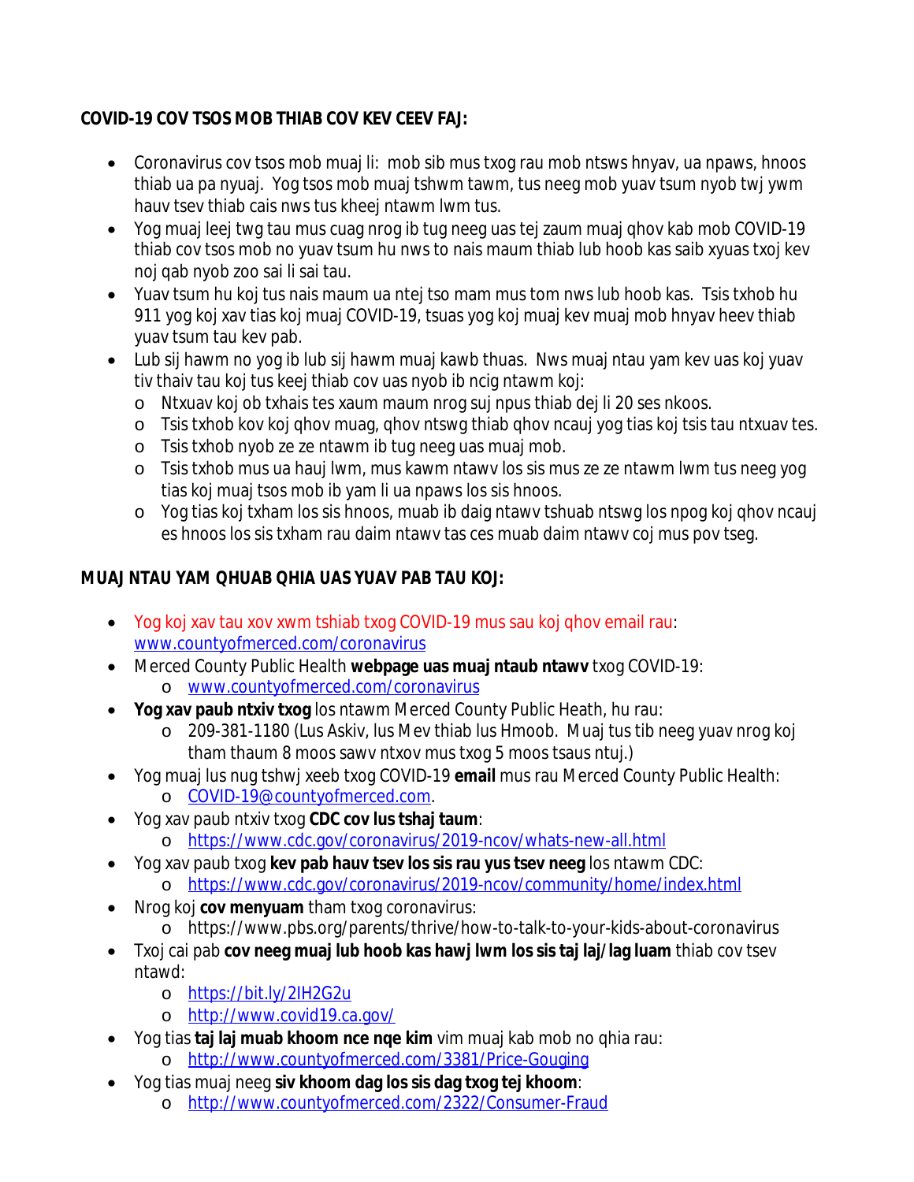**COVID-19 COV TSOS MOB THIAB COV KEV CEEV FAJ:**

- Coronavirus cov tsos mob muaj li: mob sib mus txog rau mob ntsws hnyav, ua npaws, hnoos thiab ua pa nyuaj. Yog tsos mob muaj tshwm tawm, tus neeg mob yuav tsum nyob twj ywm hauv tsev thiab cais nws tus kheej ntawm lwm tus.
- Yog muaj leej twg tau mus cuag nrog ib tug neeg uas tej zaum muaj qhov kab mob COVID-19 thiab cov tsos mob no yuav tsum hu nws to nais maum thiab lub hoob kas saib xyuas txoj kev noj qab nyob zoo sai li sai tau.
- Yuav tsum hu koj tus nais maum ua ntej tso mam mus tom nws lub hoob kas. Tsis txhob hu 911 yog koj xav tias koj muaj COVID-19, tsuas yog koj muaj kev muaj mob hnyav heev thiab yuav tsum tau kev pab.
- Lub sij hawm no yog ib lub sij hawm muaj kawb thuas. Nws muaj ntau yam kev uas koj yuav tiv thaiv tau koj tus keej thiab cov uas nyob ib ncig ntawm koj:
  - Ntxuav koj ob txhais tes xaum maum nrog suj npus thiab dej li 20 ses nkoos.
  - Tsis txhob kov koj qhov muag, qhov ntswg thiab qhov ncauj yog tias koj tsis tau ntxuav tes.
  - Tsis txhob nyob ze ze ntawm ib tug neeg uas muaj mob.
  - Tsis txhob mus ua hauj lwm, mus kawm ntawv los sis mus ze ze ntawm lwm tus neeg yog tias koj muaj tsos mob ib yam li ua npaws los sis hnoos.
  - Yog tias koj txham los sis hnoos, muab ib daig ntawv tshuab ntswg los npog koj qhov ncauj es hnoos los sis txham rau daim ntawv tas ces muab daim ntawv coj mus pov tseg.

**MUAJ NTAU YAM QHUAB QHIA UAS YUAV PAB TAU KOJ:**

- Yog koj xav tau xov xwm tshiab txog COVID-19 mus sau koj qhov email rau: www.countyofmerced.com/coronavirus
- Merced County Public Health **webpage uas muaj ntaub ntawv** txog COVID-19:
  - www.countyofmerced.com/coronavirus
- **Yog xav paub ntxiv txog** los ntawm Merced County Public Heath, hu rau:
  - 209-381-1180 (Lus Askiv, lus Mev thiab lus Hmoob. Muaj tus tib neeg yuav nrog koj tham thaum 8 moos sawv ntxov mus txog 5 moos tsaus ntuj.)
- Yog muaj lus nug tshwj xeeb txog COVID-19 **email** mus rau Merced County Public Health:
  - COVID-19@countyofmerced.com.
- Yog xav paub ntxiv txog **CDC cov lus tshaj taum**:
  - https://www.cdc.gov/coronavirus/2019-ncov/whats-new-all.html
- Yog xav paub txog **kev pab hauv tsev los sis rau yus tsev neeg** los ntawm CDC:
  - https://www.cdc.gov/coronavirus/2019-ncov/community/home/index.html
- Nrog koj **cov menyuam** tham txog coronavirus:
  - https://www.pbs.org/parents/thrive/how-to-talk-to-your-kids-about-coronavirus
- Txoj cai pab **cov neeg muaj lub hoob kas hawj lwm los sis taj laj/lag luam** thiab cov tsev ntawd:
  - https://bit.ly/2IH2G2u
  - http://www.covid19.ca.gov/
- Yog tias **taj laj muab khoom nce nqe kim** vim muaj kab mob no qhia rau:
  - http://www.countyofmerced.com/3381/Price-Gouging
- Yog tias muaj neeg **siv khoom dag los sis dag txog tej khoom**:
  - http://www.countyofmerced.com/2322/Consumer-Fraud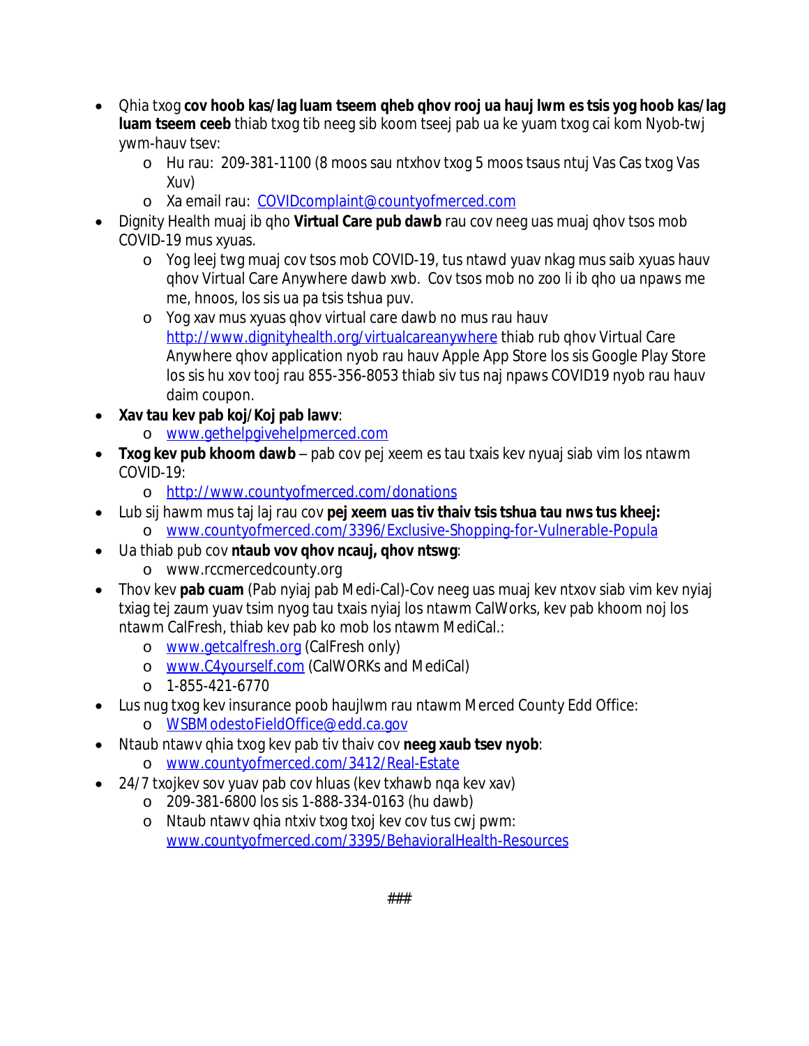- Qhia txog **cov hoob kas/lag luam tseem qheb qhov rooj ua hauj lwm es tsis yog hoob kas/lag luam tseem ceeb** thiab txog tib neeg sib koom tseej pab ua ke yuam txog cai kom Nyob-twj ywm-hauv tsev:
  - Hu rau: 209-381-1100 (8 moos sau ntxhov txog 5 moos tsaus ntuj Vas Cas txog Vas Xuv)
  - Xa email rau: COVIDcomplaint@countyofmerced.com
- Dignity Health muaj ib qho **Virtual Care pub dawb** rau cov neeg uas muaj qhov tsos mob COVID-19 mus xyuas.
  - Yog leej twg muaj cov tsos mob COVID-19, tus ntawd yuav nkag mus saib xyuas hauv qhov Virtual Care Anywhere dawb xwb. Cov tsos mob no zoo li ib qho ua npaws me me, hnoos, los sis ua pa tsis tshua puv.
  - Yog xav mus xyuas qhov virtual care dawb no mus rau hauv http://www.dignityhealth.org/virtualcareanywhere thiab rub qhov Virtual Care Anywhere qhov application nyob rau hauv Apple App Store los sis Google Play Store los sis hu xov tooj rau 855-356-8053 thiab siv tus naj npaws COVID19 nyob rau hauv daim coupon.
- **Xav tau kev pab koj/Koj pab lawv**:
  - www.gethelpgivehelpmerced.com
- **Txog kev pub khoom dawb** – pab cov pej xeem es tau txais kev nyuaj siab vim los ntawm COVID-19:
  - http://www.countyofmerced.com/donations
- Lub sij hawm mus taj laj rau cov **pej xeem uas tiv thaiv tsis tshua tau nws tus kheej:**
  - www.countyofmerced.com/3396/Exclusive-Shopping-for-Vulnerable-Popula
- Ua thiab pub cov **ntaub vov qhov ncauj, qhov ntswg**:
  - www.rccmercedcounty.org
- Thov kev **pab cuam** (Pab nyiaj pab Medi-Cal)-Cov neeg uas muaj kev ntxov siab vim kev nyiaj txiag tej zaum yuav tsim nyog tau txais nyiaj los ntawm CalWorks, kev pab khoom noj los ntawm CalFresh, thiab kev pab ko mob los ntawm MediCal.:
  - www.getcalfresh.org (CalFresh only)
  - www.C4yourself.com (CalWORKs and MediCal)
  - 1-855-421-6770
- Lus nug txog kev insurance poob haujlwm rau ntawm Merced County Edd Office:
  - WSBModestoFieldOffice@edd.ca.gov
- Ntaub ntawv qhia txog kev pab tiv thaiv cov **neeg xaub tsev nyob**:
  - www.countyofmerced.com/3412/Real-Estate
- 24/7 txojkev sov yuav pab cov hluas (kev txhawb nqa kev xav)
  - 209-381-6800 los sis 1-888-334-0163 (hu dawb)
  - Ntaub ntawv qhia ntxiv txog txoj kev cov tus cwj pwm: www.countyofmerced.com/3395/BehavioralHealth-Resources

###